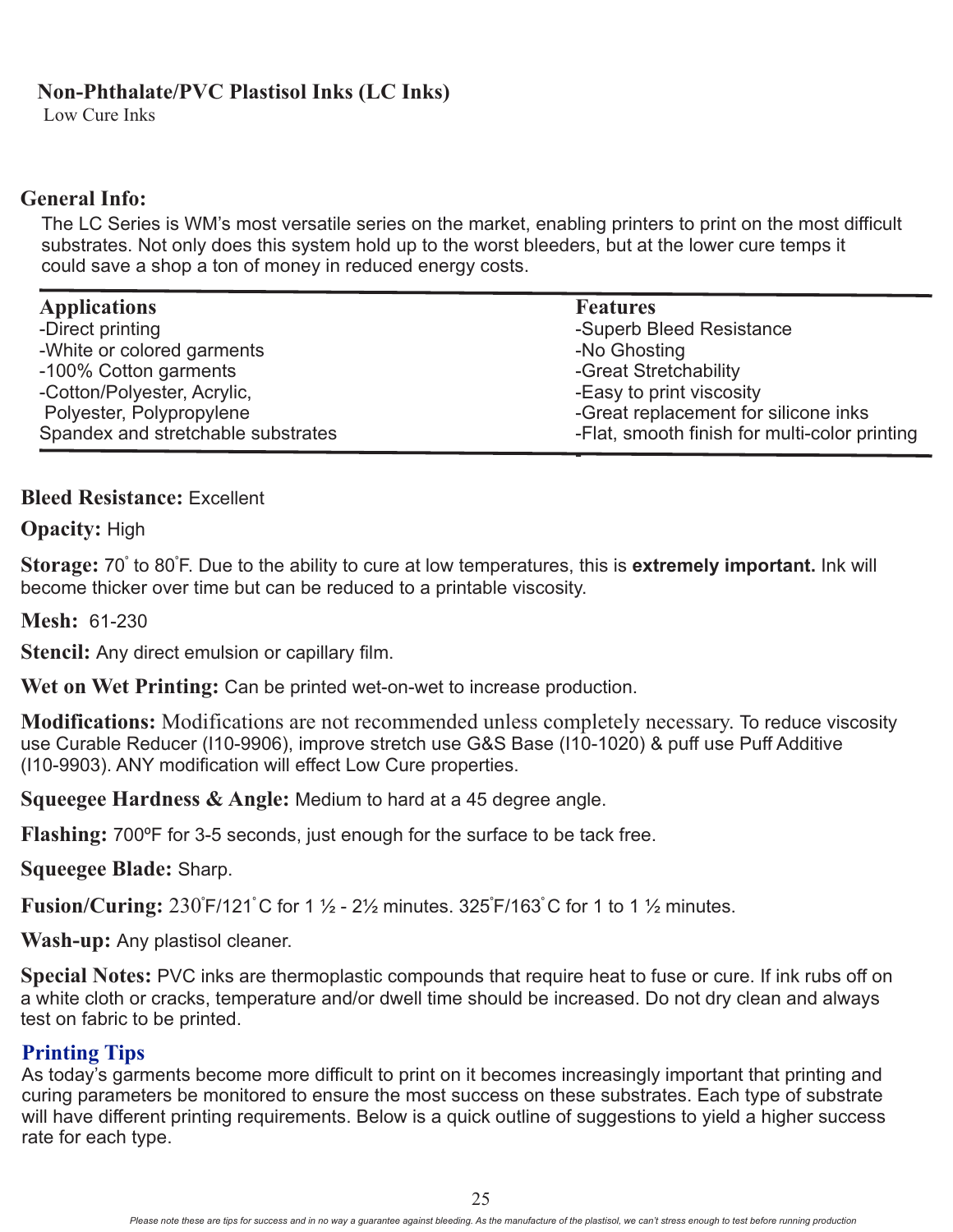# Non-Phthalate/PVC Plastisol Inks (LC Inks)

Low Cure Inks

## General Info:

The LC Series is WM's most versatile series on the market, enabling printers to print on the most difficult substrates. Not only does this system hold up to the worst bleeders, but at the lower cure temps it could save a shop a ton of money in reduced energy costs.

| Applications | Features |
| --- | --- |
| -Direct printing | -Superb Bleed Resistance |
| -White or colored garments | -No Ghosting |
| -100% Cotton garments | -Great Stretchability |
| -Cotton/Polyester, Acrylic, Polyester, Polypropylene | -Easy to print viscosity |
| Spandex and stretchable substrates | -Great replacement for silicone inks |
| | -Flat, smooth finish for multi-color printing |

**Bleed Resistance:** Excellent

**Opacity:** High

**Storage:** 70° to 80°F. Due to the ability to cure at low temperatures, this is **extremely important.** Ink will become thicker over time but can be reduced to a printable viscosity.

**Mesh:** 61-230

**Stencil:** Any direct emulsion or capillary film.

**Wet on Wet Printing:** Can be printed wet-on-wet to increase production.

**Modifications:** Modifications are not recommended unless completely necessary. To reduce viscosity use Curable Reducer (I10-9906), improve stretch use G&S Base (I10-1020) & puff use Puff Additive (I10-9903). ANY modification will effect Low Cure properties.

**Squeegee Hardness & Angle:** Medium to hard at a 45 degree angle.

**Flashing:** 700ºF for 3-5 seconds, just enough for the surface to be tack free.

**Squeegee Blade:** Sharp.

**Fusion/Curing:** 230°F/121°C for 1 ½ - 2½ minutes. 325°F/163°C for 1 to 1 ½ minutes.

**Wash-up:** Any plastisol cleaner.

**Special Notes:** PVC inks are thermoplastic compounds that require heat to fuse or cure. If ink rubs off on a white cloth or cracks, temperature and/or dwell time should be increased. Do not dry clean and always test on fabric to be printed.

## Printing Tips

As today's garments become more difficult to print on it becomes increasingly important that printing and curing parameters be monitored to ensure the most success on these substrates. Each type of substrate will have different printing requirements. Below is a quick outline of suggestions to yield a higher success rate for each type.

*Please note these are tips for success and in no way a guarantee against bleeding. As the manufacture of the plastisol, we can't stress enough to test before running production*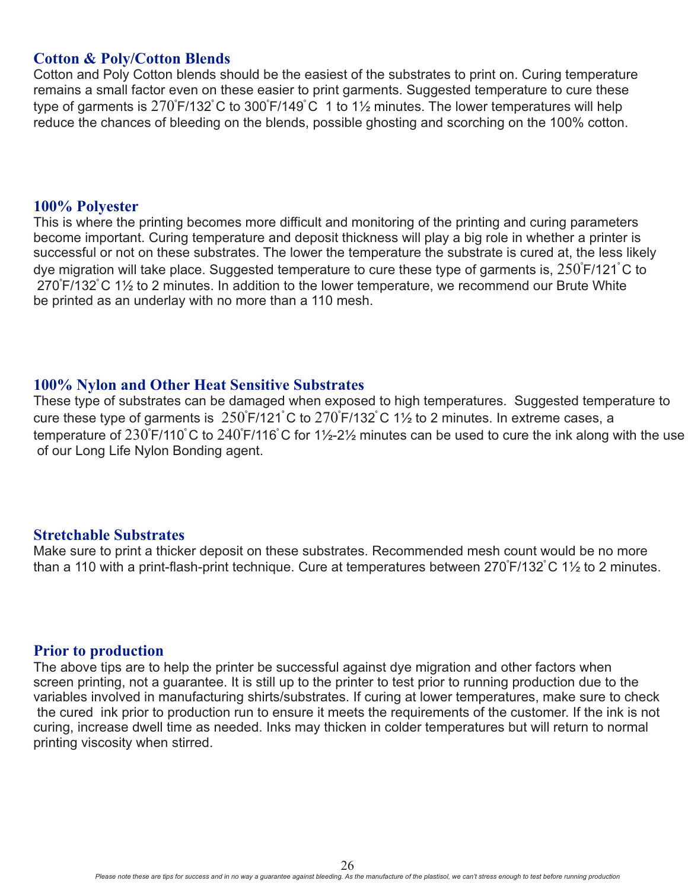## Cotton & Poly/Cotton Blends

Cotton and Poly Cotton blends should be the easiest of the substrates to print on. Curing temperature remains a small factor even on these easier to print garments. Suggested temperature to cure these type of garments is 270˚F/132˚C to 300˚F/149˚C 1 to 1½ minutes. The lower temperatures will help reduce the chances of bleeding on the blends, possible ghosting and scorching on the 100% cotton.

## 100% Polyester

This is where the printing becomes more difficult and monitoring of the printing and curing parameters become important. Curing temperature and deposit thickness will play a big role in whether a printer is successful or not on these substrates. The lower the temperature the substrate is cured at, the less likely dye migration will take place. Suggested temperature to cure these type of garments is, 250˚F/121˚C to 270˚F/132˚C 1½ to 2 minutes. In addition to the lower temperature, we recommend our Brute White be printed as an underlay with no more than a 110 mesh.

## 100% Nylon and Other Heat Sensitive Substrates

These type of substrates can be damaged when exposed to high temperatures. Suggested temperature to cure these type of garments is 250˚F/121˚C to 270˚F/132˚C 1½ to 2 minutes. In extreme cases, a temperature of 230˚F/110˚C to 240˚F/116˚C for 1½-2½ minutes can be used to cure the ink along with the use of our Long Life Nylon Bonding agent.

## Stretchable Substrates

Make sure to print a thicker deposit on these substrates. Recommended mesh count would be no more than a 110 with a print-flash-print technique. Cure at temperatures between 270˚F/132˚C 1½ to 2 minutes.

## Prior to production

The above tips are to help the printer be successful against dye migration and other factors when screen printing, not a guarantee. It is still up to the printer to test prior to running production due to the variables involved in manufacturing shirts/substrates. If curing at lower temperatures, make sure to check the cured ink prior to production run to ensure it meets the requirements of the customer. If the ink is not curing, increase dwell time as needed. Inks may thicken in colder temperatures but will return to normal printing viscosity when stirred.

*Please note these are tips for success and in no way a guarantee against bleeding. As the manufacture of the plastisol, we can't stress enough to test before running production*